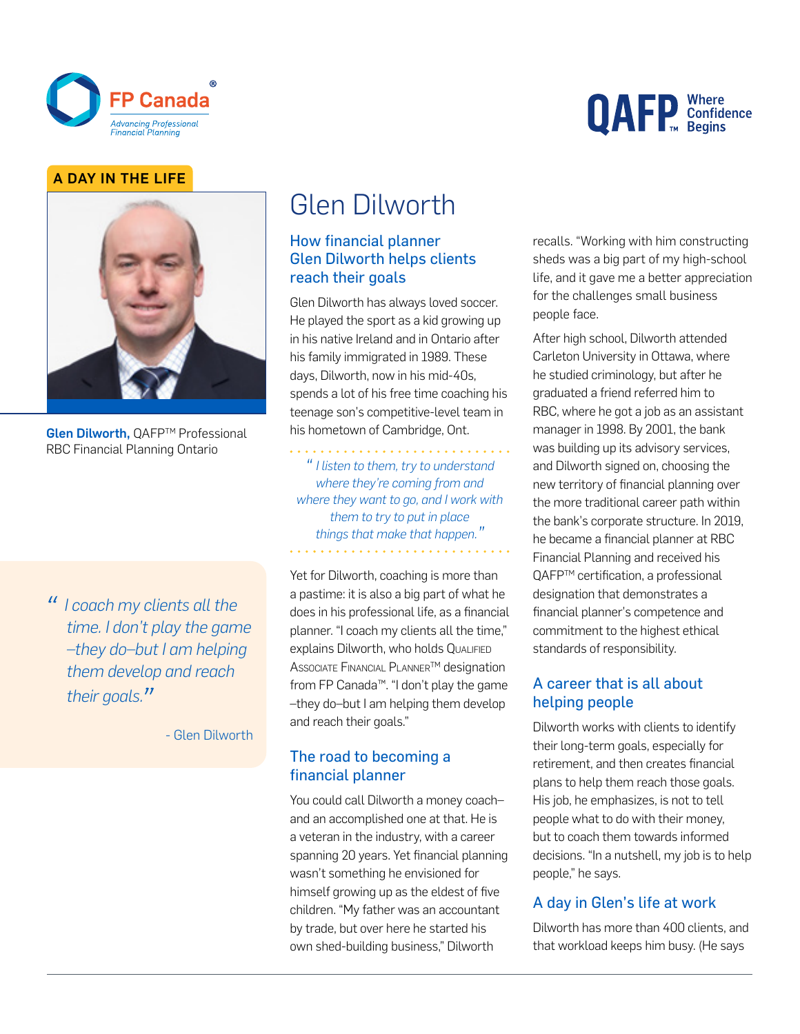FP Canada®

Advancing Professional Financial Planning

QAFP™ Where Confidence Begins

A DAY IN THE LIFE

**Glen Dilworth,** QAFP™ Professional
RBC Financial Planning Ontario

> *"I coach my clients all the time. I don't play the game –they do–but I am helping them develop and reach their goals."*
>
> - Glen Dilworth

# Glen Dilworth

## How financial planner Glen Dilworth helps clients reach their goals

Glen Dilworth has always loved soccer. He played the sport as a kid growing up in his native Ireland and in Ontario after his family immigrated in 1989. These days, Dilworth, now in his mid-40s, spends a lot of his free time coaching his teenage son's competitive-level team in his hometown of Cambridge, Ont.

> *"I listen to them, try to understand where they're coming from and where they want to go, and I work with them to try to put in place things that make that happen."*

Yet for Dilworth, coaching is more than a pastime: it is also a big part of what he does in his professional life, as a financial planner. "I coach my clients all the time," explains Dilworth, who holds Qualified Associate Financial Planner™ designation from FP Canada™. "I don't play the game –they do–but I am helping them develop and reach their goals."

## The road to becoming a financial planner

You could call Dilworth a money coach–and an accomplished one at that. He is a veteran in the industry, with a career spanning 20 years. Yet financial planning wasn't something he envisioned for himself growing up as the eldest of five children. "My father was an accountant by trade, but over here he started his own shed-building business," Dilworth recalls. "Working with him constructing sheds was a big part of my high-school life, and it gave me a better appreciation for the challenges small business people face.

After high school, Dilworth attended Carleton University in Ottawa, where he studied criminology, but after he graduated a friend referred him to RBC, where he got a job as an assistant manager in 1998. By 2001, the bank was building up its advisory services, and Dilworth signed on, choosing the new territory of financial planning over the more traditional career path within the bank's corporate structure. In 2019, he became a financial planner at RBC Financial Planning and received his QAFP™ certification, a professional designation that demonstrates a financial planner's competence and commitment to the highest ethical standards of responsibility.

## A career that is all about helping people

Dilworth works with clients to identify their long-term goals, especially for retirement, and then creates financial plans to help them reach those goals. His job, he emphasizes, is not to tell people what to do with their money, but to coach them towards informed decisions. "In a nutshell, my job is to help people," he says.

## A day in Glen's life at work

Dilworth has more than 400 clients, and that workload keeps him busy. (He says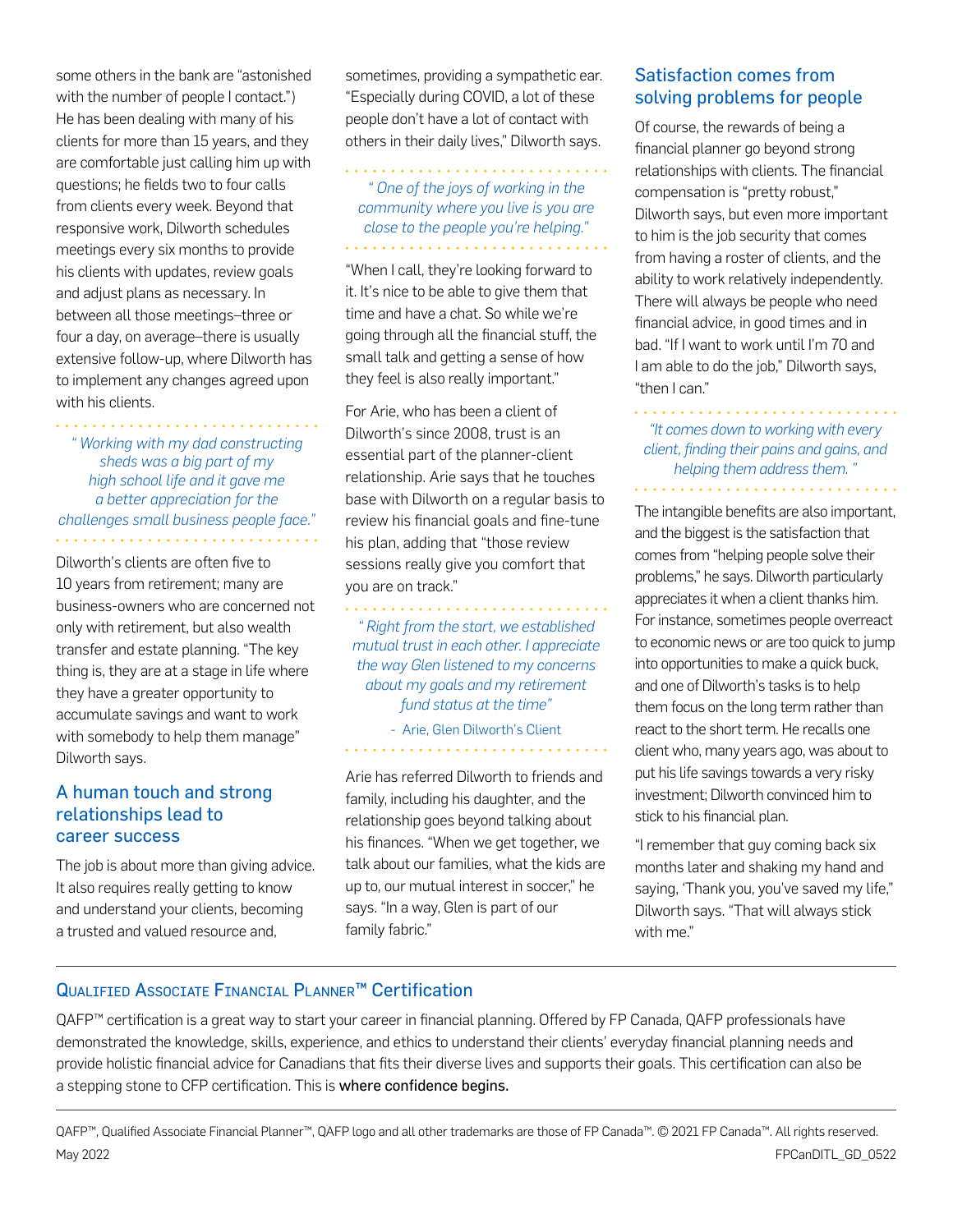some others in the bank are "astonished with the number of people I contact.") He has been dealing with many of his clients for more than 15 years, and they are comfortable just calling him up with questions; he fields two to four calls from clients every week. Beyond that responsive work, Dilworth schedules meetings every six months to provide his clients with updates, review goals and adjust plans as necessary. In between all those meetings—three or four a day, on average—there is usually extensive follow-up, where Dilworth has to implement any changes agreed upon with his clients.

> *" Working with my dad constructing sheds was a big part of my high school life and it gave me a better appreciation for the challenges small business people face."*

Dilworth's clients are often five to 10 years from retirement; many are business-owners who are concerned not only with retirement, but also wealth transfer and estate planning. "The key thing is, they are at a stage in life where they have a greater opportunity to accumulate savings and want to work with somebody to help them manage" Dilworth says.

## A human touch and strong relationships lead to career success

The job is about more than giving advice. It also requires really getting to know and understand your clients, becoming a trusted and valued resource and, sometimes, providing a sympathetic ear. "Especially during COVID, a lot of these people don't have a lot of contact with others in their daily lives," Dilworth says.

> *" One of the joys of working in the community where you live is you are close to the people you're helping."*

"When I call, they're looking forward to it. It's nice to be able to give them that time and have a chat. So while we're going through all the financial stuff, the small talk and getting a sense of how they feel is also really important."

For Arie, who has been a client of Dilworth's since 2008, trust is an essential part of the planner-client relationship. Arie says that he touches base with Dilworth on a regular basis to review his financial goals and fine-tune his plan, adding that "those review sessions really give you comfort that you are on track."

> *" Right from the start, we established mutual trust in each other. I appreciate the way Glen listened to my concerns about my goals and my retirement fund status at the time"*
>
> \- Arie, Glen Dilworth's Client

Arie has referred Dilworth to friends and family, including his daughter, and the relationship goes beyond talking about his finances. "When we get together, we talk about our families, what the kids are up to, our mutual interest in soccer," he says. "In a way, Glen is part of our family fabric."

## Satisfaction comes from solving problems for people

Of course, the rewards of being a financial planner go beyond strong relationships with clients. The financial compensation is "pretty robust," Dilworth says, but even more important to him is the job security that comes from having a roster of clients, and the ability to work relatively independently. There will always be people who need financial advice, in good times and in bad. "If I want to work until I'm 70 and I am able to do the job," Dilworth says, "then I can."

> *"It comes down to working with every client, finding their pains and gains, and helping them address them. "*

The intangible benefits are also important, and the biggest is the satisfaction that comes from "helping people solve their problems," he says. Dilworth particularly appreciates it when a client thanks him. For instance, sometimes people overreact to economic news or are too quick to jump into opportunities to make a quick buck, and one of Dilworth's tasks is to help them focus on the long term rather than react to the short term. He recalls one client who, many years ago, was about to put his life savings towards a very risky investment; Dilworth convinced him to stick to his financial plan.

"I remember that guy coming back six months later and shaking my hand and saying, 'Thank you, you've saved my life," Dilworth says. "That will always stick with me."

## Qualified Associate Financial Planner™ Certification

QAFP™ certification is a great way to start your career in financial planning. Offered by FP Canada, QAFP professionals have demonstrated the knowledge, skills, experience, and ethics to understand their clients' everyday financial planning needs and provide holistic financial advice for Canadians that fits their diverse lives and supports their goals. This certification can also be a stepping stone to CFP certification. This is where confidence begins.

QAFP™, Qualified Associate Financial Planner™, QAFP logo and all other trademarks are those of FP Canada™. © 2021 FP Canada™. All rights reserved.

May 2022

FPCanDITL_GD_0522